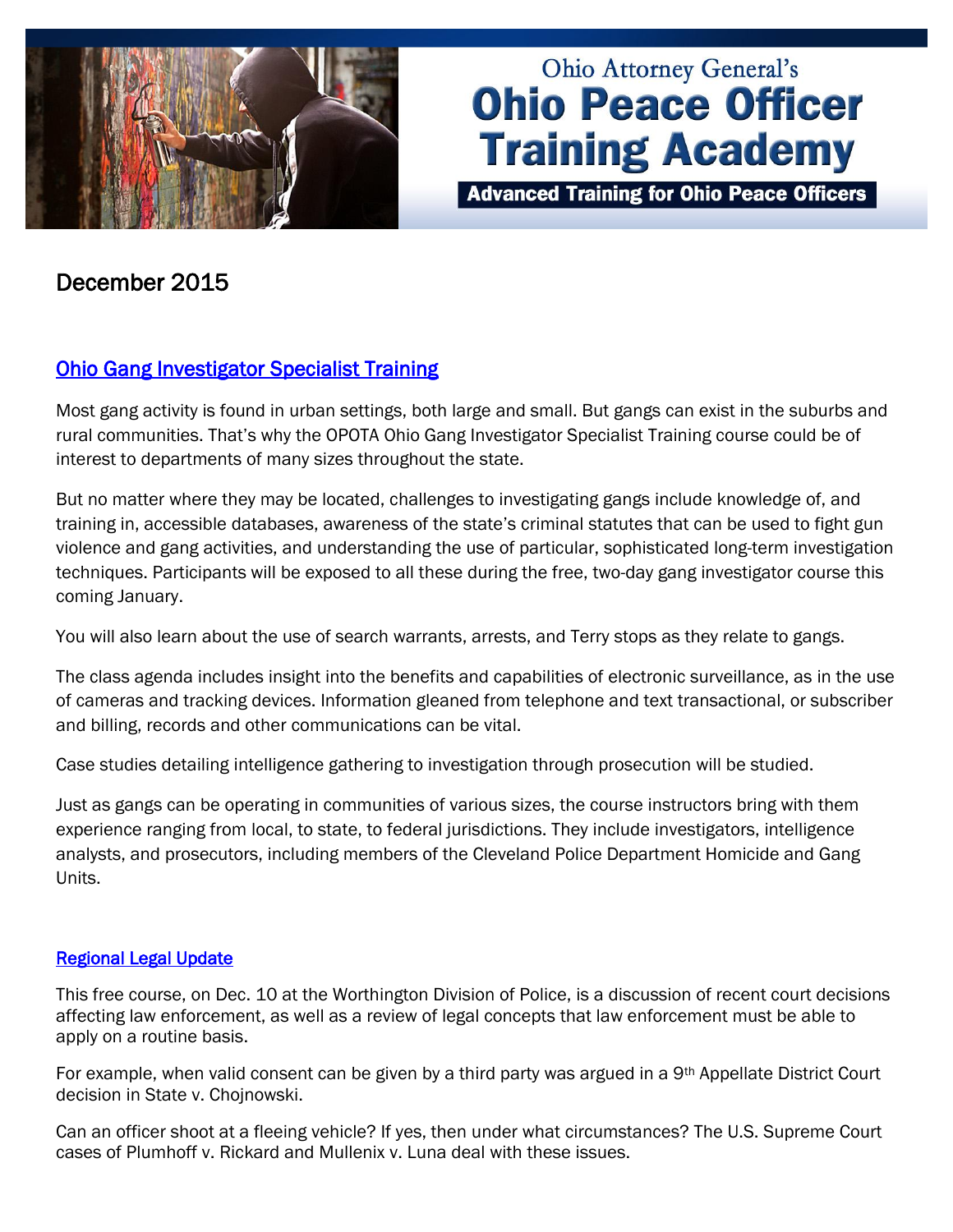Ohio Attorney General's

# Ohio Peace Officer Training Academy

**Advanced Training for Ohio Peace Officers**

## December 2015

### Ohio Gang Investigator Specialist Training

Most gang activity is found in urban settings, both large and small. But gangs can exist in the suburbs and rural communities. That's why the OPOTA Ohio Gang Investigator Specialist Training course could be of interest to departments of many sizes throughout the state.

But no matter where they may be located, challenges to investigating gangs include knowledge of, and training in, accessible databases, awareness of the state's criminal statutes that can be used to fight gun violence and gang activities, and understanding the use of particular, sophisticated long-term investigation techniques. Participants will be exposed to all these during the free, two-day gang investigator course this coming January.

You will also learn about the use of search warrants, arrests, and Terry stops as they relate to gangs.

The class agenda includes insight into the benefits and capabilities of electronic surveillance, as in the use of cameras and tracking devices. Information gleaned from telephone and text transactional, or subscriber and billing, records and other communications can be vital.

Case studies detailing intelligence gathering to investigation through prosecution will be studied.

Just as gangs can be operating in communities of various sizes, the course instructors bring with them experience ranging from local, to state, to federal jurisdictions. They include investigators, intelligence analysts, and prosecutors, including members of the Cleveland Police Department Homicide and Gang Units.

### Regional Legal Update

This free course, on Dec. 10 at the Worthington Division of Police, is a discussion of recent court decisions affecting law enforcement, as well as a review of legal concepts that law enforcement must be able to apply on a routine basis.

For example, when valid consent can be given by a third party was argued in a 9th Appellate District Court decision in State v. Chojnowski.

Can an officer shoot at a fleeing vehicle? If yes, then under what circumstances? The U.S. Supreme Court cases of Plumhoff v. Rickard and Mullenix v. Luna deal with these issues.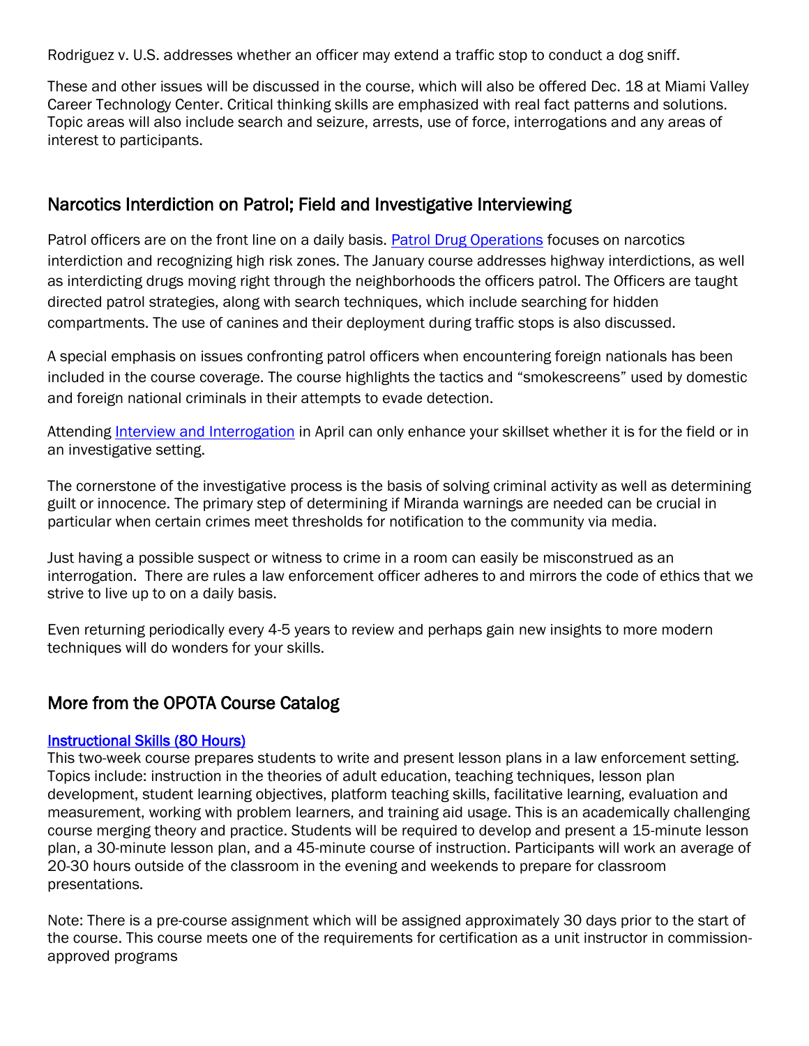Rodriguez v. U.S. addresses whether an officer may extend a traffic stop to conduct a dog sniff.

These and other issues will be discussed in the course, which will also be offered Dec. 18 at Miami Valley Career Technology Center. Critical thinking skills are emphasized with real fact patterns and solutions. Topic areas will also include search and seizure, arrests, use of force, interrogations and any areas of interest to participants.

## Narcotics Interdiction on Patrol; Field and Investigative Interviewing

Patrol officers are on the front line on a daily basis. Patrol Drug Operations focuses on narcotics interdiction and recognizing high risk zones. The January course addresses highway interdictions, as well as interdicting drugs moving right through the neighborhoods the officers patrol. The Officers are taught directed patrol strategies, along with search techniques, which include searching for hidden compartments. The use of canines and their deployment during traffic stops is also discussed.

A special emphasis on issues confronting patrol officers when encountering foreign nationals has been included in the course coverage. The course highlights the tactics and "smokescreens" used by domestic and foreign national criminals in their attempts to evade detection.

Attending Interview and Interrogation in April can only enhance your skillset whether it is for the field or in an investigative setting.

The cornerstone of the investigative process is the basis of solving criminal activity as well as determining guilt or innocence. The primary step of determining if Miranda warnings are needed can be crucial in particular when certain crimes meet thresholds for notification to the community via media.

Just having a possible suspect or witness to crime in a room can easily be misconstrued as an interrogation. There are rules a law enforcement officer adheres to and mirrors the code of ethics that we strive to live up to on a daily basis.

Even returning periodically every 4-5 years to review and perhaps gain new insights to more modern techniques will do wonders for your skills.

## More from the OPOTA Course Catalog

**Instructional Skills (80 Hours)**

This two-week course prepares students to write and present lesson plans in a law enforcement setting. Topics include: instruction in the theories of adult education, teaching techniques, lesson plan development, student learning objectives, platform teaching skills, facilitative learning, evaluation and measurement, working with problem learners, and training aid usage. This is an academically challenging course merging theory and practice. Students will be required to develop and present a 15-minute lesson plan, a 30-minute lesson plan, and a 45-minute course of instruction. Participants will work an average of 20-30 hours outside of the classroom in the evening and weekends to prepare for classroom presentations.

Note: There is a pre-course assignment which will be assigned approximately 30 days prior to the start of the course. This course meets one of the requirements for certification as a unit instructor in commission-approved programs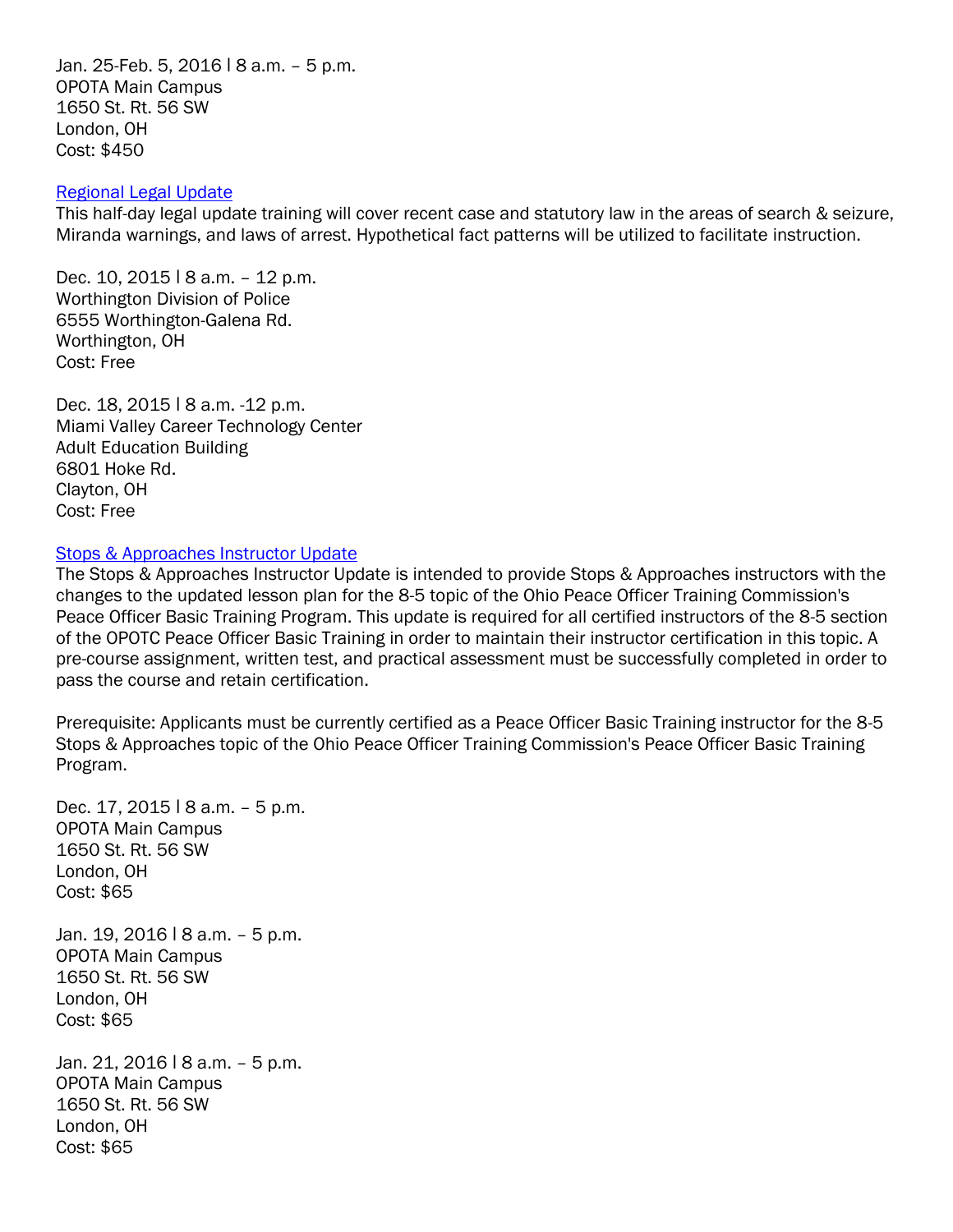Jan. 25-Feb. 5, 2016 | 8 a.m. – 5 p.m.
OPOTA Main Campus
1650 St. Rt. 56 SW
London, OH
Cost: $450

[Regional Legal Update]

This half-day legal update training will cover recent case and statutory law in the areas of search & seizure, Miranda warnings, and laws of arrest. Hypothetical fact patterns will be utilized to facilitate instruction.

Dec. 10, 2015 | 8 a.m. – 12 p.m.
Worthington Division of Police
6555 Worthington-Galena Rd.
Worthington, OH
Cost: Free

Dec. 18, 2015 | 8 a.m. -12 p.m.
Miami Valley Career Technology Center
Adult Education Building
6801 Hoke Rd.
Clayton, OH
Cost: Free

[Stops & Approaches Instructor Update]

The Stops & Approaches Instructor Update is intended to provide Stops & Approaches instructors with the changes to the updated lesson plan for the 8-5 topic of the Ohio Peace Officer Training Commission's Peace Officer Basic Training Program. This update is required for all certified instructors of the 8-5 section of the OPOTC Peace Officer Basic Training in order to maintain their instructor certification in this topic. A pre-course assignment, written test, and practical assessment must be successfully completed in order to pass the course and retain certification.

Prerequisite: Applicants must be currently certified as a Peace Officer Basic Training instructor for the 8-5 Stops & Approaches topic of the Ohio Peace Officer Training Commission's Peace Officer Basic Training Program.

Dec. 17, 2015 | 8 a.m. – 5 p.m.
OPOTA Main Campus
1650 St. Rt. 56 SW
London, OH
Cost: $65

Jan. 19, 2016 | 8 a.m. – 5 p.m.
OPOTA Main Campus
1650 St. Rt. 56 SW
London, OH
Cost: $65

Jan. 21, 2016 | 8 a.m. – 5 p.m.
OPOTA Main Campus
1650 St. Rt. 56 SW
London, OH
Cost: $65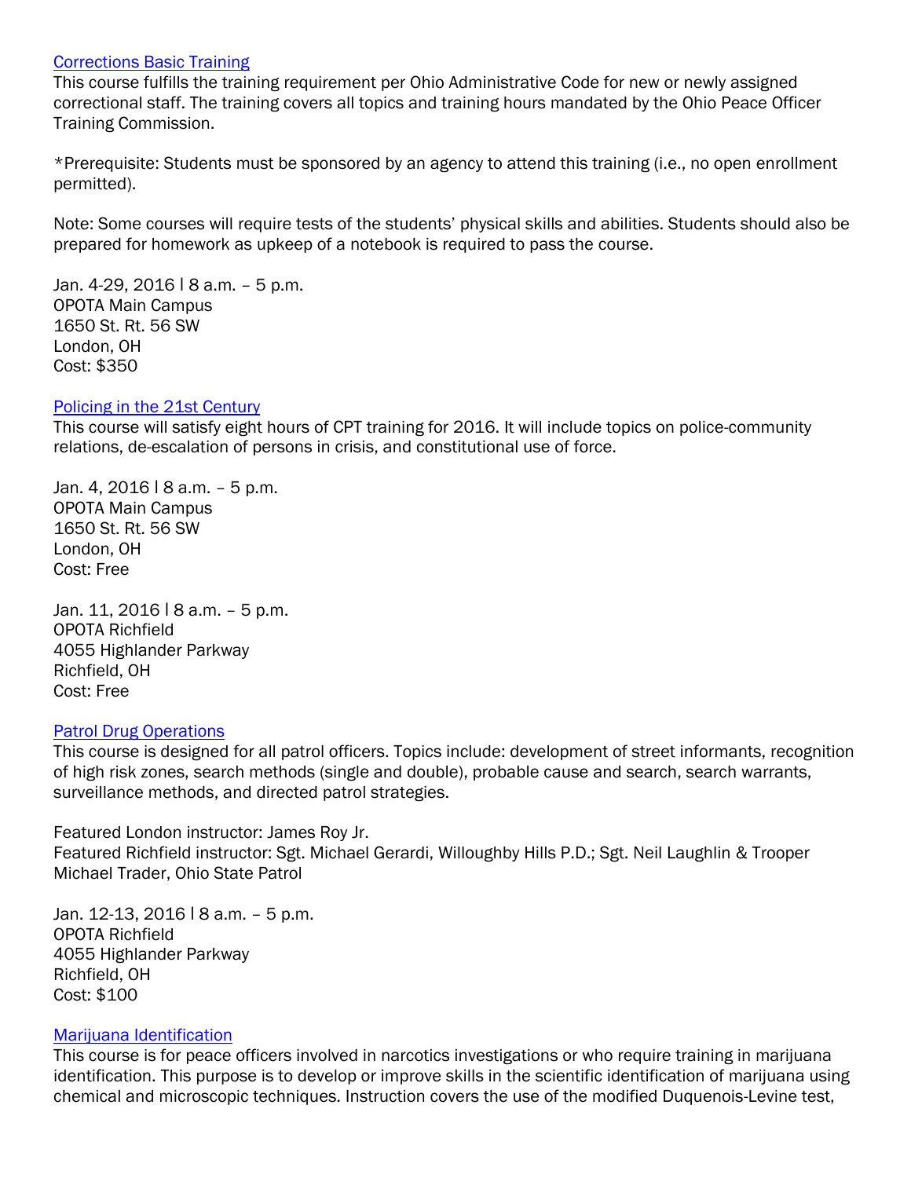[Corrections Basic Training]

This course fulfills the training requirement per Ohio Administrative Code for new or newly assigned correctional staff. The training covers all topics and training hours mandated by the Ohio Peace Officer Training Commission.

*Prerequisite: Students must be sponsored by an agency to attend this training (i.e., no open enrollment permitted).

Note: Some courses will require tests of the students' physical skills and abilities. Students should also be prepared for homework as upkeep of a notebook is required to pass the course.

Jan. 4-29, 2016 | 8 a.m. – 5 p.m.
OPOTA Main Campus
1650 St. Rt. 56 SW
London, OH
Cost: $350

[Policing in the 21st Century]

This course will satisfy eight hours of CPT training for 2016. It will include topics on police-community relations, de-escalation of persons in crisis, and constitutional use of force.

Jan. 4, 2016 | 8 a.m. – 5 p.m.
OPOTA Main Campus
1650 St. Rt. 56 SW
London, OH
Cost: Free

Jan. 11, 2016 | 8 a.m. – 5 p.m.
OPOTA Richfield
4055 Highlander Parkway
Richfield, OH
Cost: Free

[Patrol Drug Operations]

This course is designed for all patrol officers. Topics include: development of street informants, recognition of high risk zones, search methods (single and double), probable cause and search, search warrants, surveillance methods, and directed patrol strategies.

Featured London instructor: James Roy Jr.
Featured Richfield instructor: Sgt. Michael Gerardi, Willoughby Hills P.D.; Sgt. Neil Laughlin & Trooper Michael Trader, Ohio State Patrol

Jan. 12-13, 2016 | 8 a.m. – 5 p.m.
OPOTA Richfield
4055 Highlander Parkway
Richfield, OH
Cost: $100

[Marijuana Identification]

This course is for peace officers involved in narcotics investigations or who require training in marijuana identification. This purpose is to develop or improve skills in the scientific identification of marijuana using chemical and microscopic techniques. Instruction covers the use of the modified Duquenois-Levine test,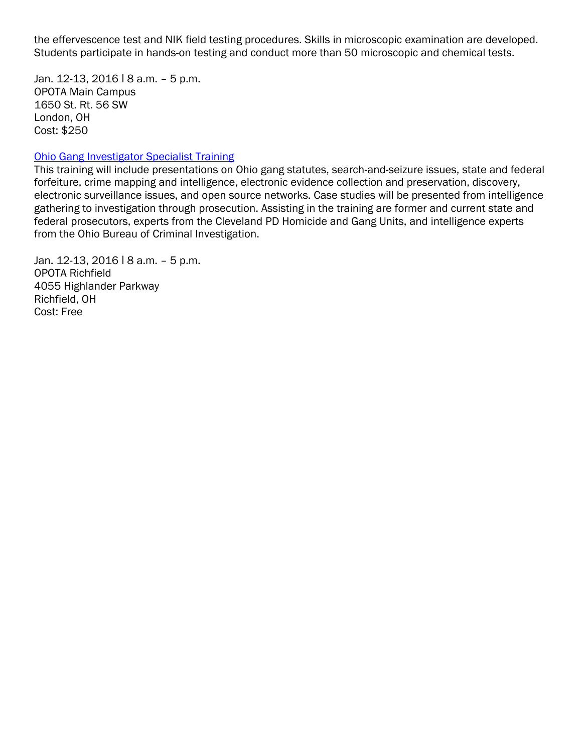the effervescence test and NIK field testing procedures. Skills in microscopic examination are developed. Students participate in hands-on testing and conduct more than 50 microscopic and chemical tests.

Jan. 12-13, 2016 l 8 a.m. – 5 p.m.
OPOTA Main Campus
1650 St. Rt. 56 SW
London, OH
Cost: $250

### Ohio Gang Investigator Specialist Training

This training will include presentations on Ohio gang statutes, search-and-seizure issues, state and federal forfeiture, crime mapping and intelligence, electronic evidence collection and preservation, discovery, electronic surveillance issues, and open source networks. Case studies will be presented from intelligence gathering to investigation through prosecution. Assisting in the training are former and current state and federal prosecutors, experts from the Cleveland PD Homicide and Gang Units, and intelligence experts from the Ohio Bureau of Criminal Investigation.

Jan. 12-13, 2016 l 8 a.m. – 5 p.m.
OPOTA Richfield
4055 Highlander Parkway
Richfield, OH
Cost: Free